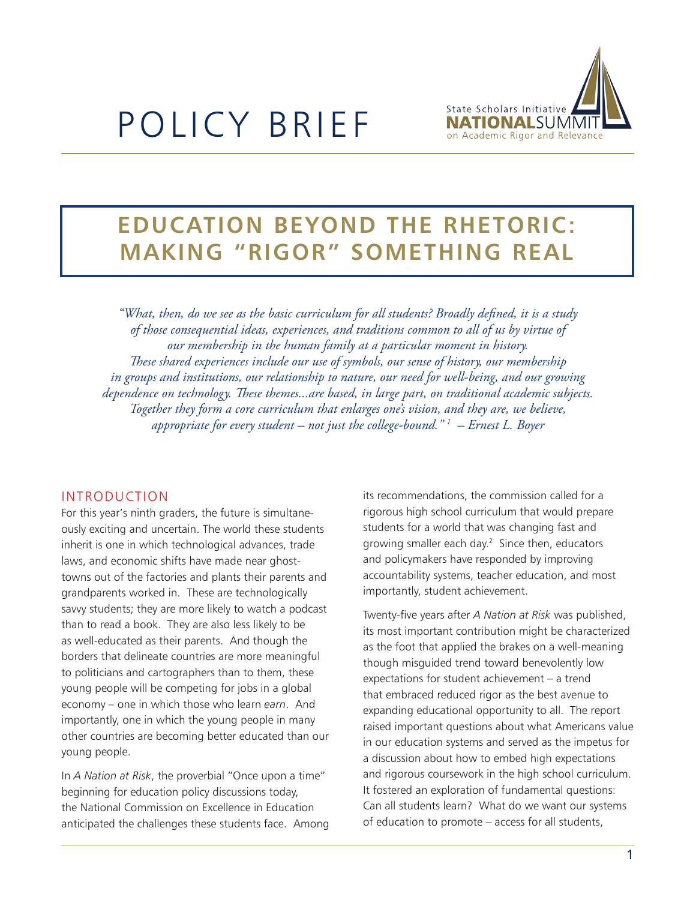# POLICY BRIEF

State Scholars Initiative NATIONAL SUMMIT on Academic Rigor and Relevance

## EDUCATION BEYOND THE RHETORIC: MAKING "RIGOR" SOMETHING REAL

*"What, then, do we see as the basic curriculum for all students? Broadly defined, it is a study of those consequential ideas, experiences, and traditions common to all of us by virtue of our membership in the human family at a particular moment in history. These shared experiences include our use of symbols, our sense of history, our membership in groups and institutions, our relationship to nature, our need for well-being, and our growing dependence on technology. These themes...are based, in large part, on traditional academic subjects. Together they form a core curriculum that enlarges one's vision, and they are, we believe, appropriate for every student – not just the college-bound."[1] – Ernest L. Boyer*

### INTRODUCTION

For this year's ninth graders, the future is simultaneously exciting and uncertain. The world these students inherit is one in which technological advances, trade laws, and economic shifts have made near ghost-towns out of the factories and plants their parents and grandparents worked in. These are technologically savvy students; they are more likely to watch a podcast than to read a book. They are also less likely to be as well-educated as their parents. And though the borders that delineate countries are more meaningful to politicians and cartographers than to them, these young people will be competing for jobs in a global economy – one in which those who learn *earn*. And importantly, one in which the young people in many other countries are becoming better educated than our young people.

In *A Nation at Risk*, the proverbial "Once upon a time" beginning for education policy discussions today, the National Commission on Excellence in Education anticipated the challenges these students face. Among its recommendations, the commission called for a rigorous high school curriculum that would prepare students for a world that was changing fast and growing smaller each day.[2] Since then, educators and policymakers have responded by improving accountability systems, teacher education, and most importantly, student achievement.

Twenty-five years after *A Nation at Risk* was published, its most important contribution might be characterized as the foot that applied the brakes on a well-meaning though misguided trend toward benevolently low expectations for student achievement – a trend that embraced reduced rigor as the best avenue to expanding educational opportunity to all. The report raised important questions about what Americans value in our education systems and served as the impetus for a discussion about how to embed high expectations and rigorous coursework in the high school curriculum. It fostered an exploration of fundamental questions: Can all students learn? What do we want our systems of education to promote – access for all students,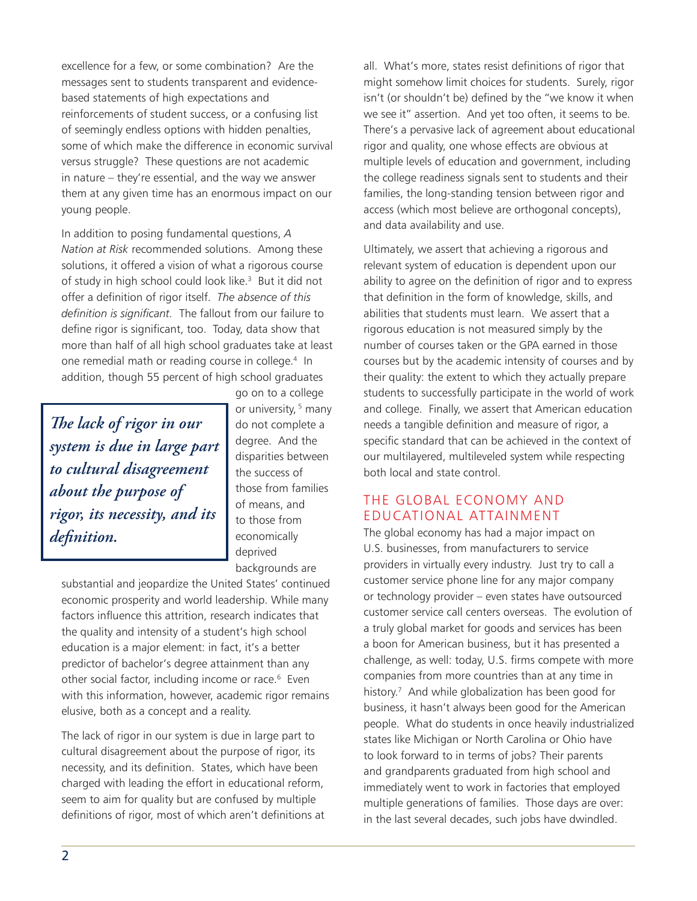excellence for a few, or some combination? Are the messages sent to students transparent and evidence-based statements of high expectations and reinforcements of student success, or a confusing list of seemingly endless options with hidden penalties, some of which make the difference in economic survival versus struggle? These questions are not academic in nature – they're essential, and the way we answer them at any given time has an enormous impact on our young people.

In addition to posing fundamental questions, *A Nation at Risk* recommended solutions. Among these solutions, it offered a vision of what a rigorous course of study in high school could look like.[3] But it did not offer a definition of rigor itself. *The absence of this definition is significant.* The fallout from our failure to define rigor is significant, too. Today, data show that more than half of all high school graduates take at least one remedial math or reading course in college.[4] In addition, though 55 percent of high school graduates go on to a college or university,[5] many do not complete a degree. And the disparities between the success of those from families of means, and to those from economically deprived backgrounds are substantial and jeopardize the United States' continued economic prosperity and world leadership. While many factors influence this attrition, research indicates that the quality and intensity of a student's high school education is a major element: in fact, it's a better predictor of bachelor's degree attainment than any other social factor, including income or race.[6] Even with this information, however, academic rigor remains elusive, both as a concept and a reality.

> ***The lack of rigor in our system is due in large part to cultural disagreement about the purpose of rigor, its necessity, and its definition.***

The lack of rigor in our system is due in large part to cultural disagreement about the purpose of rigor, its necessity, and its definition. States, which have been charged with leading the effort in educational reform, seem to aim for quality but are confused by multiple definitions of rigor, most of which aren't definitions at all. What's more, states resist definitions of rigor that might somehow limit choices for students. Surely, rigor isn't (or shouldn't be) defined by the "we know it when we see it" assertion. And yet too often, it seems to be. There's a pervasive lack of agreement about educational rigor and quality, one whose effects are obvious at multiple levels of education and government, including the college readiness signals sent to students and their families, the long-standing tension between rigor and access (which most believe are orthogonal concepts), and data availability and use.

Ultimately, we assert that achieving a rigorous and relevant system of education is dependent upon our ability to agree on the definition of rigor and to express that definition in the form of knowledge, skills, and abilities that students must learn. We assert that a rigorous education is not measured simply by the number of courses taken or the GPA earned in those courses but by the academic intensity of courses and by their quality: the extent to which they actually prepare students to successfully participate in the world of work and college. Finally, we assert that American education needs a tangible definition and measure of rigor, a specific standard that can be achieved in the context of our multilayered, multileveled system while respecting both local and state control.

## THE GLOBAL ECONOMY AND EDUCATIONAL ATTAINMENT

The global economy has had a major impact on U.S. businesses, from manufacturers to service providers in virtually every industry. Just try to call a customer service phone line for any major company or technology provider – even states have outsourced customer service call centers overseas. The evolution of a truly global market for goods and services has been a boon for American business, but it has presented a challenge, as well: today, U.S. firms compete with more companies from more countries than at any time in history.[7] And while globalization has been good for business, it hasn't always been good for the American people. What do students in once heavily industrialized states like Michigan or North Carolina or Ohio have to look forward to in terms of jobs? Their parents and grandparents graduated from high school and immediately went to work in factories that employed multiple generations of families. Those days are over: in the last several decades, such jobs have dwindled.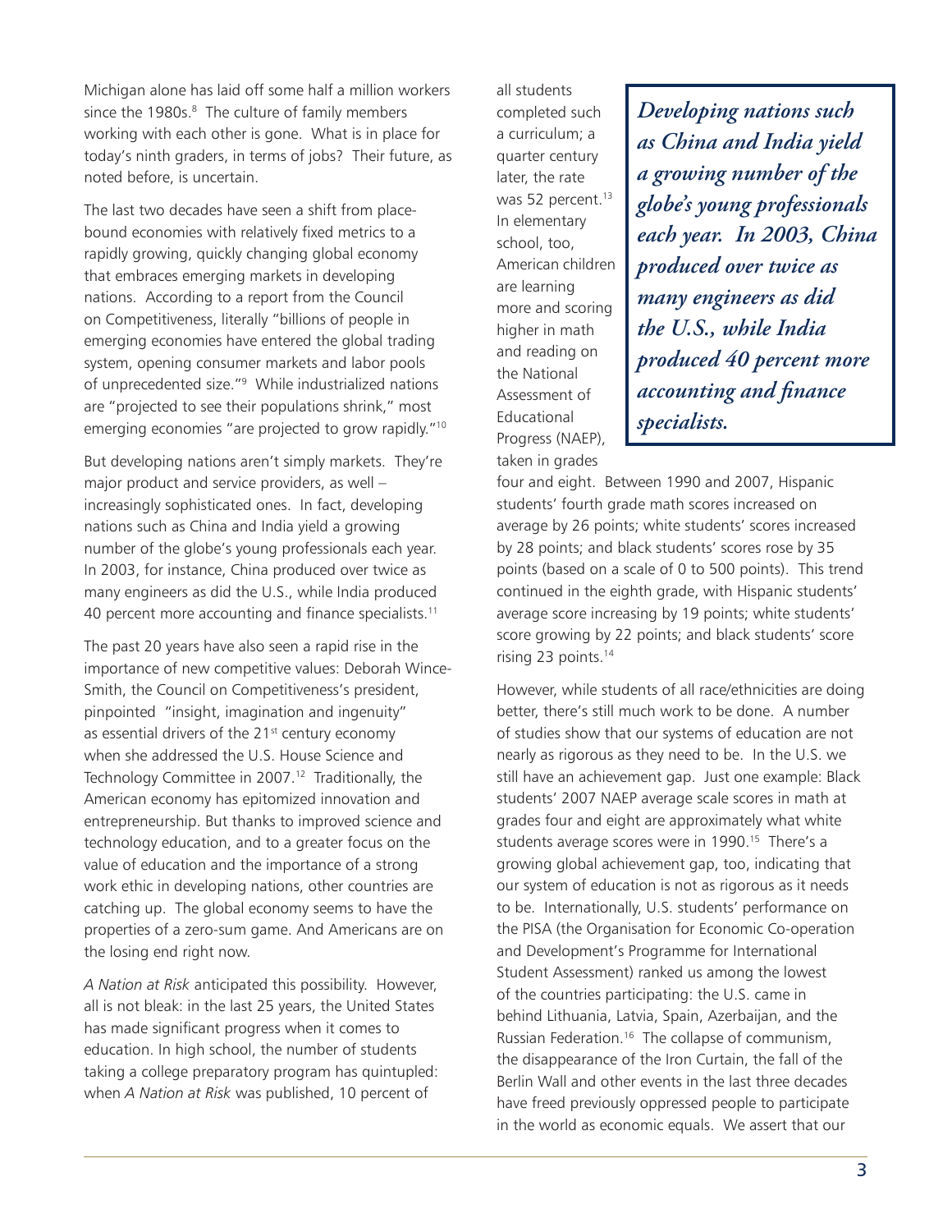Michigan alone has laid off some half a million workers since the 1980s.[8] The culture of family members working with each other is gone. What is in place for today's ninth graders, in terms of jobs? Their future, as noted before, is uncertain.

The last two decades have seen a shift from place-bound economies with relatively fixed metrics to a rapidly growing, quickly changing global economy that embraces emerging markets in developing nations. According to a report from the Council on Competitiveness, literally "billions of people in emerging economies have entered the global trading system, opening consumer markets and labor pools of unprecedented size."[9] While industrialized nations are "projected to see their populations shrink," most emerging economies "are projected to grow rapidly."[10]

But developing nations aren't simply markets. They're major product and service providers, as well – increasingly sophisticated ones. In fact, developing nations such as China and India yield a growing number of the globe's young professionals each year. In 2003, for instance, China produced over twice as many engineers as did the U.S., while India produced 40 percent more accounting and finance specialists.[11]

The past 20 years have also seen a rapid rise in the importance of new competitive values: Deborah Wince-Smith, the Council on Competitiveness's president, pinpointed "insight, imagination and ingenuity" as essential drivers of the 21st century economy when she addressed the U.S. House Science and Technology Committee in 2007.[12] Traditionally, the American economy has epitomized innovation and entrepreneurship. But thanks to improved science and technology education, and to a greater focus on the value of education and the importance of a strong work ethic in developing nations, other countries are catching up. The global economy seems to have the properties of a zero-sum game. And Americans are on the losing end right now.

*A Nation at Risk* anticipated this possibility. However, all is not bleak: in the last 25 years, the United States has made significant progress when it comes to education. In high school, the number of students taking a college preparatory program has quintupled: when *A Nation at Risk* was published, 10 percent of all students completed such a curriculum; a quarter century later, the rate was 52 percent.[13] In elementary school, too, American children are learning more and scoring higher in math and reading on the National Assessment of Educational Progress (NAEP), taken in grades four and eight. Between 1990 and 2007, Hispanic students' fourth grade math scores increased on average by 26 points; white students' scores increased by 28 points; and black students' scores rose by 35 points (based on a scale of 0 to 500 points). This trend continued in the eighth grade, with Hispanic students' average score increasing by 19 points; white students' score growing by 22 points; and black students' score rising 23 points.[14]

> ***Developing nations such as China and India yield a growing number of the globe's young professionals each year. In 2003, China produced over twice as many engineers as did the U.S., while India produced 40 percent more accounting and finance specialists.***

However, while students of all race/ethnicities are doing better, there's still much work to be done. A number of studies show that our systems of education are not nearly as rigorous as they need to be. In the U.S. we still have an achievement gap. Just one example: Black students' 2007 NAEP average scale scores in math at grades four and eight are approximately what white students average scores were in 1990.[15] There's a growing global achievement gap, too, indicating that our system of education is not as rigorous as it needs to be. Internationally, U.S. students' performance on the PISA (the Organisation for Economic Co-operation and Development's Programme for International Student Assessment) ranked us among the lowest of the countries participating: the U.S. came in behind Lithuania, Latvia, Spain, Azerbaijan, and the Russian Federation.[16] The collapse of communism, the disappearance of the Iron Curtain, the fall of the Berlin Wall and other events in the last three decades have freed previously oppressed people to participate in the world as economic equals. We assert that our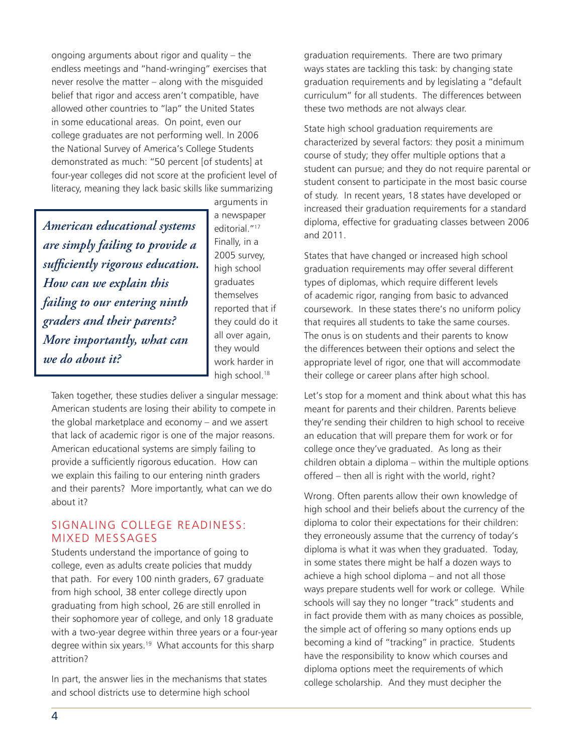ongoing arguments about rigor and quality – the endless meetings and "hand-wringing" exercises that never resolve the matter – along with the misguided belief that rigor and access aren't compatible, have allowed other countries to "lap" the United States in some educational areas. On point, even our college graduates are not performing well. In 2006 the National Survey of America's College Students demonstrated as much: "50 percent [of students] at four-year colleges did not score at the proficient level of literacy, meaning they lack basic skills like summarizing arguments in a newspaper editorial."[17] Finally, in a 2005 survey, high school graduates themselves reported that if they could do it all over again, they would work harder in high school.[18]

> ***American educational systems are simply failing to provide a sufficiently rigorous education. How can we explain this failing to our entering ninth graders and their parents? More importantly, what can we do about it?***

Taken together, these studies deliver a singular message: American students are losing their ability to compete in the global marketplace and economy – and we assert that lack of academic rigor is one of the major reasons. American educational systems are simply failing to provide a sufficiently rigorous education. How can we explain this failing to our entering ninth graders and their parents? More importantly, what can we do about it?

## SIGNALING COLLEGE READINESS: MIXED MESSAGES

Students understand the importance of going to college, even as adults create policies that muddy that path. For every 100 ninth graders, 67 graduate from high school, 38 enter college directly upon graduating from high school, 26 are still enrolled in their sophomore year of college, and only 18 graduate with a two-year degree within three years or a four-year degree within six years.[19] What accounts for this sharp attrition?

In part, the answer lies in the mechanisms that states and school districts use to determine high school graduation requirements. There are two primary ways states are tackling this task: by changing state graduation requirements and by legislating a "default curriculum" for all students. The differences between these two methods are not always clear.

State high school graduation requirements are characterized by several factors: they posit a minimum course of study; they offer multiple options that a student can pursue; and they do not require parental or student consent to participate in the most basic course of study. In recent years, 18 states have developed or increased their graduation requirements for a standard diploma, effective for graduating classes between 2006 and 2011.

States that have changed or increased high school graduation requirements may offer several different types of diplomas, which require different levels of academic rigor, ranging from basic to advanced coursework. In these states there's no uniform policy that requires all students to take the same courses. The onus is on students and their parents to know the differences between their options and select the appropriate level of rigor, one that will accommodate their college or career plans after high school.

Let's stop for a moment and think about what this has meant for parents and their children. Parents believe they're sending their children to high school to receive an education that will prepare them for work or for college once they've graduated. As long as their children obtain a diploma – within the multiple options offered – then all is right with the world, right?

Wrong. Often parents allow their own knowledge of high school and their beliefs about the currency of the diploma to color their expectations for their children: they erroneously assume that the currency of today's diploma is what it was when they graduated. Today, in some states there might be half a dozen ways to achieve a high school diploma – and not all those ways prepare students well for work or college. While schools will say they no longer "track" students and in fact provide them with as many choices as possible, the simple act of offering so many options ends up becoming a kind of "tracking" in practice. Students have the responsibility to know which courses and diploma options meet the requirements of which college scholarship. And they must decipher the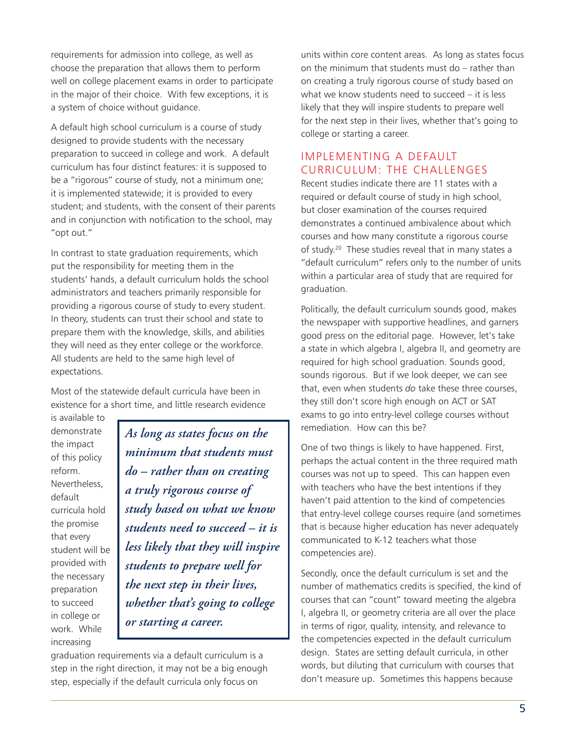requirements for admission into college, as well as choose the preparation that allows them to perform well on college placement exams in order to participate in the major of their choice. With few exceptions, it is a system of choice without guidance.

A default high school curriculum is a course of study designed to provide students with the necessary preparation to succeed in college and work. A default curriculum has four distinct features: it is supposed to be a "rigorous" course of study, not a minimum one; it is implemented statewide; it is provided to every student; and students, with the consent of their parents and in conjunction with notification to the school, may "opt out."

In contrast to state graduation requirements, which put the responsibility for meeting them in the students' hands, a default curriculum holds the school administrators and teachers primarily responsible for providing a rigorous course of study to every student. In theory, students can trust their school and state to prepare them with the knowledge, skills, and abilities they will need as they enter college or the workforce. All students are held to the same high level of expectations.

Most of the statewide default curricula have been in existence for a short time, and little research evidence is available to demonstrate the impact of this policy reform. Nevertheless, default curricula hold the promise that every student will be provided with the necessary preparation to succeed in college or work. While increasing graduation requirements via a default curriculum is a step in the right direction, it may not be a big enough step, especially if the default curricula only focus on units within core content areas. As long as states focus on the minimum that students must do – rather than on creating a truly rigorous course of study based on what we know students need to succeed – it is less likely that they will inspire students to prepare well for the next step in their lives, whether that's going to college or starting a career.

> ***As long as states focus on the minimum that students must do – rather than on creating a truly rigorous course of study based on what we know students need to succeed – it is less likely that they will inspire students to prepare well for the next step in their lives, whether that's going to college or starting a career.***

## IMPLEMENTING A DEFAULT CURRICULUM: THE CHALLENGES

Recent studies indicate there are 11 states with a required or default course of study in high school, but closer examination of the courses required demonstrates a continued ambivalence about which courses and how many constitute a rigorous course of study.[20] These studies reveal that in many states a "default curriculum" refers only to the number of units within a particular area of study that are required for graduation.

Politically, the default curriculum sounds good, makes the newspaper with supportive headlines, and garners good press on the editorial page. However, let's take a state in which algebra I, algebra II, and geometry are required for high school graduation. Sounds good, sounds rigorous. But if we look deeper, we can see that, even when students *do* take these three courses, they still don't score high enough on ACT or SAT exams to go into entry-level college courses without remediation. How can this be?

One of two things is likely to have happened. First, perhaps the actual content in the three required math courses was not up to speed. This can happen even with teachers who have the best intentions if they haven't paid attention to the kind of competencies that entry-level college courses require (and sometimes that is because higher education has never adequately communicated to K-12 teachers what those competencies are).

Secondly, once the default curriculum is set and the number of mathematics credits is specified, the kind of courses that can "count" toward meeting the algebra I, algebra II, or geometry criteria are all over the place in terms of rigor, quality, intensity, and relevance to the competencies expected in the default curriculum design. States are setting default curricula, in other words, but diluting that curriculum with courses that don't measure up. Sometimes this happens because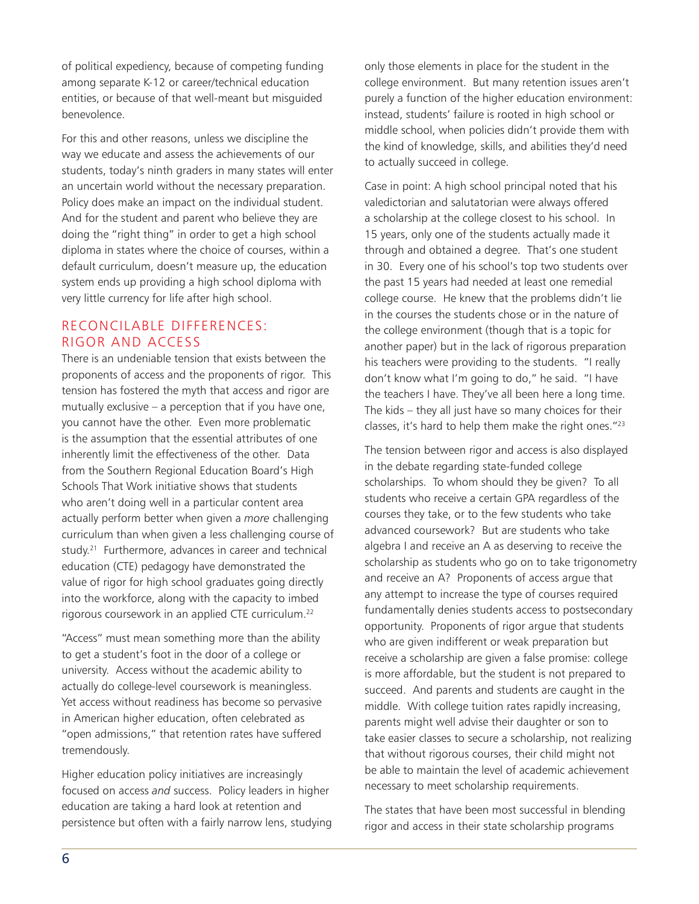of political expediency, because of competing funding among separate K-12 or career/technical education entities, or because of that well-meant but misguided benevolence.

For this and other reasons, unless we discipline the way we educate and assess the achievements of our students, today's ninth graders in many states will enter an uncertain world without the necessary preparation. Policy does make an impact on the individual student. And for the student and parent who believe they are doing the "right thing" in order to get a high school diploma in states where the choice of courses, within a default curriculum, doesn't measure up, the education system ends up providing a high school diploma with very little currency for life after high school.

## RECONCILABLE DIFFERENCES: RIGOR AND ACCESS

There is an undeniable tension that exists between the proponents of access and the proponents of rigor. This tension has fostered the myth that access and rigor are mutually exclusive – a perception that if you have one, you cannot have the other. Even more problematic is the assumption that the essential attributes of one inherently limit the effectiveness of the other. Data from the Southern Regional Education Board's High Schools That Work initiative shows that students who aren't doing well in a particular content area actually perform better when given a *more* challenging curriculum than when given a less challenging course of study.[21] Furthermore, advances in career and technical education (CTE) pedagogy have demonstrated the value of rigor for high school graduates going directly into the workforce, along with the capacity to imbed rigorous coursework in an applied CTE curriculum.[22]

"Access" must mean something more than the ability to get a student's foot in the door of a college or university. Access without the academic ability to actually do college-level coursework is meaningless. Yet access without readiness has become so pervasive in American higher education, often celebrated as "open admissions," that retention rates have suffered tremendously.

Higher education policy initiatives are increasingly focused on access *and* success. Policy leaders in higher education are taking a hard look at retention and persistence but often with a fairly narrow lens, studying only those elements in place for the student in the college environment. But many retention issues aren't purely a function of the higher education environment: instead, students' failure is rooted in high school or middle school, when policies didn't provide them with the kind of knowledge, skills, and abilities they'd need to actually succeed in college.

Case in point: A high school principal noted that his valedictorian and salutatorian were always offered a scholarship at the college closest to his school. In 15 years, only one of the students actually made it through and obtained a degree. That's one student in 30. Every one of his school's top two students over the past 15 years had needed at least one remedial college course. He knew that the problems didn't lie in the courses the students chose or in the nature of the college environment (though that is a topic for another paper) but in the lack of rigorous preparation his teachers were providing to the students. "I really don't know what I'm going to do," he said. "I have the teachers I have. They've all been here a long time. The kids – they all just have so many choices for their classes, it's hard to help them make the right ones."[23]

The tension between rigor and access is also displayed in the debate regarding state-funded college scholarships. To whom should they be given? To all students who receive a certain GPA regardless of the courses they take, or to the few students who take advanced coursework? But are students who take algebra I and receive an A as deserving to receive the scholarship as students who go on to take trigonometry and receive an A? Proponents of access argue that any attempt to increase the type of courses required fundamentally denies students access to postsecondary opportunity. Proponents of rigor argue that students who are given indifferent or weak preparation but receive a scholarship are given a false promise: college is more affordable, but the student is not prepared to succeed. And parents and students are caught in the middle. With college tuition rates rapidly increasing, parents might well advise their daughter or son to take easier classes to secure a scholarship, not realizing that without rigorous courses, their child might not be able to maintain the level of academic achievement necessary to meet scholarship requirements.

The states that have been most successful in blending rigor and access in their state scholarship programs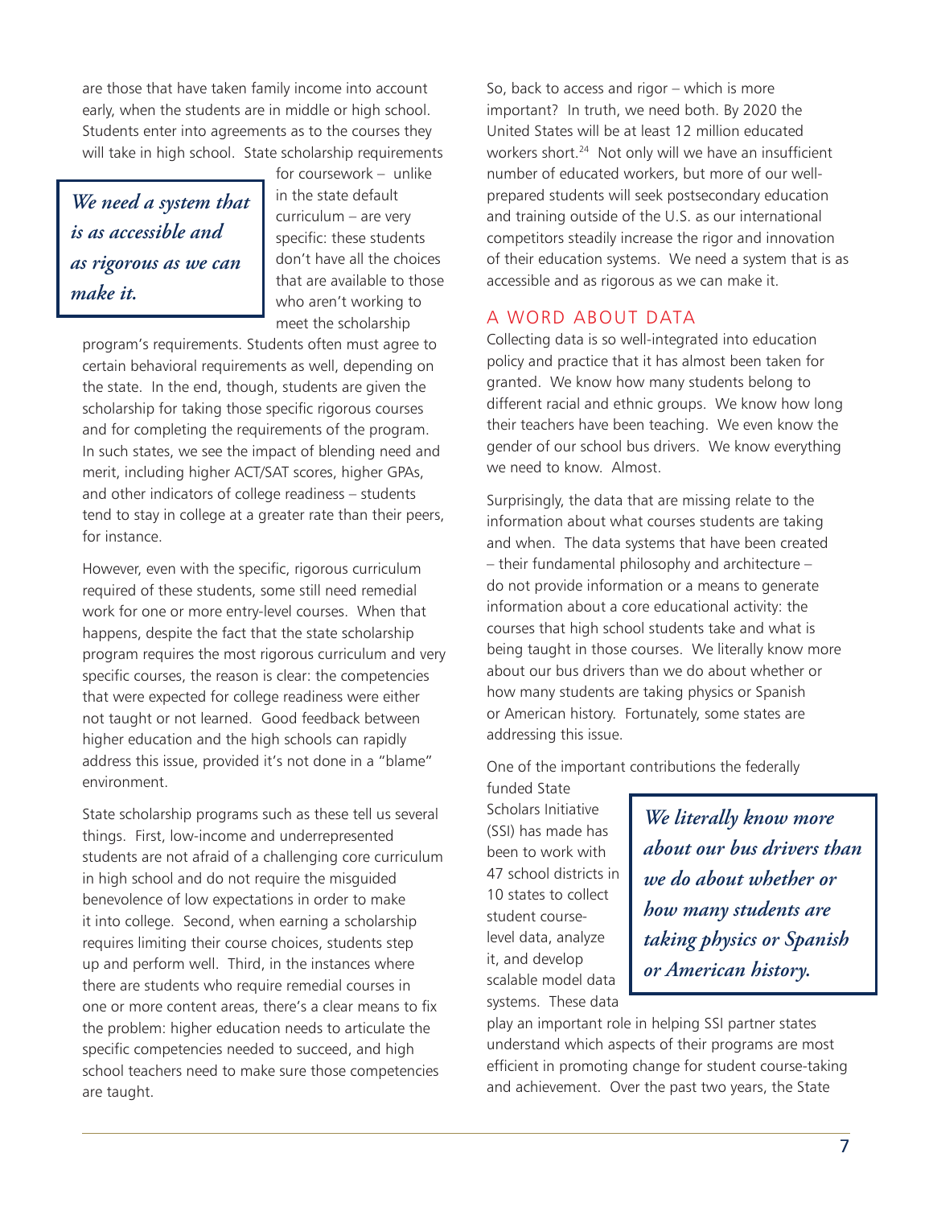are those that have taken family income into account early, when the students are in middle or high school. Students enter into agreements as to the courses they will take in high school. State scholarship requirements for coursework – unlike in the state default curriculum – are very specific: these students don't have all the choices that are available to those who aren't working to meet the scholarship program's requirements. Students often must agree to certain behavioral requirements as well, depending on the state. In the end, though, students are given the scholarship for taking those specific rigorous courses and for completing the requirements of the program. In such states, we see the impact of blending need and merit, including higher ACT/SAT scores, higher GPAs, and other indicators of college readiness – students tend to stay in college at a greater rate than their peers, for instance.

> ***We need a system that is as accessible and as rigorous as we can make it.***

However, even with the specific, rigorous curriculum required of these students, some still need remedial work for one or more entry-level courses. When that happens, despite the fact that the state scholarship program requires the most rigorous curriculum and very specific courses, the reason is clear: the competencies that were expected for college readiness were either not taught or not learned. Good feedback between higher education and the high schools can rapidly address this issue, provided it's not done in a "blame" environment.

State scholarship programs such as these tell us several things. First, low-income and underrepresented students are not afraid of a challenging core curriculum in high school and do not require the misguided benevolence of low expectations in order to make it into college. Second, when earning a scholarship requires limiting their course choices, students step up and perform well. Third, in the instances where there are students who require remedial courses in one or more content areas, there's a clear means to fix the problem: higher education needs to articulate the specific competencies needed to succeed, and high school teachers need to make sure those competencies are taught.

So, back to access and rigor – which is more important? In truth, we need both. By 2020 the United States will be at least 12 million educated workers short.[24] Not only will we have an insufficient number of educated workers, but more of our well-prepared students will seek postsecondary education and training outside of the U.S. as our international competitors steadily increase the rigor and innovation of their education systems. We need a system that is as accessible and as rigorous as we can make it.

## A WORD ABOUT DATA

Collecting data is so well-integrated into education policy and practice that it has almost been taken for granted. We know how many students belong to different racial and ethnic groups. We know how long their teachers have been teaching. We even know the gender of our school bus drivers. We know everything we need to know. Almost.

Surprisingly, the data that are missing relate to the information about what courses students are taking and when. The data systems that have been created – their fundamental philosophy and architecture – do not provide information or a means to generate information about a core educational activity: the courses that high school students take and what is being taught in those courses. We literally know more about our bus drivers than we do about whether or how many students are taking physics or Spanish or American history. Fortunately, some states are addressing this issue.

> ***We literally know more about our bus drivers than we do about whether or how many students are taking physics or Spanish or American history.***

One of the important contributions the federally funded State Scholars Initiative (SSI) has made has been to work with 47 school districts in 10 states to collect student course-level data, analyze it, and develop scalable model data systems. These data play an important role in helping SSI partner states understand which aspects of their programs are most efficient in promoting change for student course-taking and achievement. Over the past two years, the State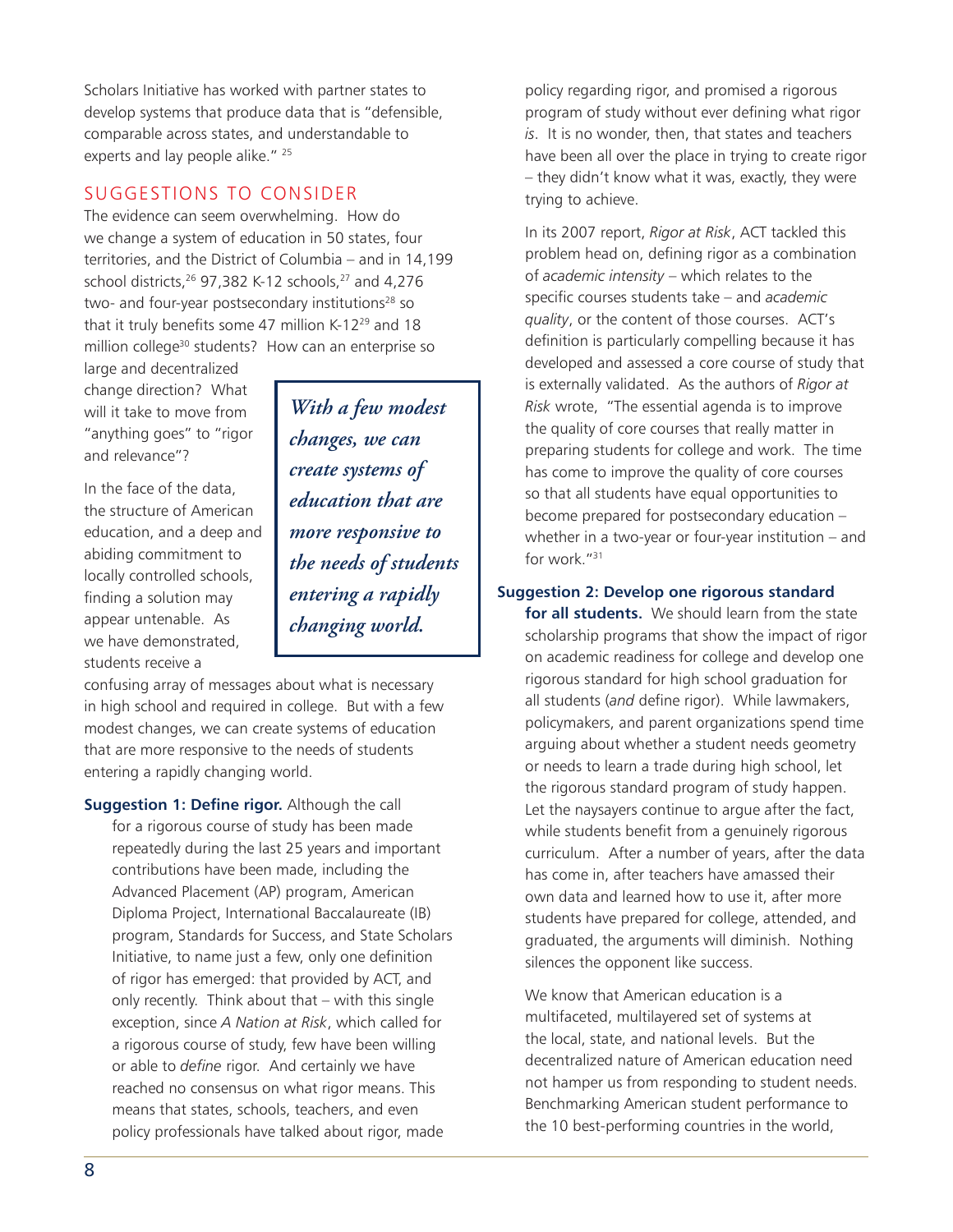Scholars Initiative has worked with partner states to develop systems that produce data that is "defensible, comparable across states, and understandable to experts and lay people alike." [25]

## SUGGESTIONS TO CONSIDER

The evidence can seem overwhelming. How do we change a system of education in 50 states, four territories, and the District of Columbia – and in 14,199 school districts,[26] 97,382 K-12 schools,[27] and 4,276 two- and four-year postsecondary institutions[28] so that it truly benefits some 47 million K-12[29] and 18 million college[30] students? How can an enterprise so large and decentralized change direction? What will it take to move from "anything goes" to "rigor and relevance"?

In the face of the data, the structure of American education, and a deep and abiding commitment to locally controlled schools, finding a solution may appear untenable. As we have demonstrated, students receive a confusing array of messages about what is necessary in high school and required in college. But with a few modest changes, we can create systems of education that are more responsive to the needs of students entering a rapidly changing world.

> *With a few modest changes, we can create systems of education that are more responsive to the needs of students entering a rapidly changing world.*

**Suggestion 1: Define rigor.** Although the call for a rigorous course of study has been made repeatedly during the last 25 years and important contributions have been made, including the Advanced Placement (AP) program, American Diploma Project, International Baccalaureate (IB) program, Standards for Success, and State Scholars Initiative, to name just a few, only one definition of rigor has emerged: that provided by ACT, and only recently. Think about that – with this single exception, since *A Nation at Risk*, which called for a rigorous course of study, few have been willing or able to *define* rigor. And certainly we have reached no consensus on what rigor means. This means that states, schools, teachers, and even policy professionals have talked about rigor, made policy regarding rigor, and promised a rigorous program of study without ever defining what rigor *is*. It is no wonder, then, that states and teachers have been all over the place in trying to create rigor – they didn't know what it was, exactly, they were trying to achieve.

In its 2007 report, *Rigor at Risk*, ACT tackled this problem head on, defining rigor as a combination of *academic intensity* – which relates to the specific courses students take – and *academic quality*, or the content of those courses. ACT's definition is particularly compelling because it has developed and assessed a core course of study that is externally validated. As the authors of *Rigor at Risk* wrote, "The essential agenda is to improve the quality of core courses that really matter in preparing students for college and work. The time has come to improve the quality of core courses so that all students have equal opportunities to become prepared for postsecondary education – whether in a two-year or four-year institution – and for work."[31]

**Suggestion 2: Develop one rigorous standard for all students.** We should learn from the state scholarship programs that show the impact of rigor on academic readiness for college and develop one rigorous standard for high school graduation for all students (*and* define rigor). While lawmakers, policymakers, and parent organizations spend time arguing about whether a student needs geometry or needs to learn a trade during high school, let the rigorous standard program of study happen. Let the naysayers continue to argue after the fact, while students benefit from a genuinely rigorous curriculum. After a number of years, after the data has come in, after teachers have amassed their own data and learned how to use it, after more students have prepared for college, attended, and graduated, the arguments will diminish. Nothing silences the opponent like success.

We know that American education is a multifaceted, multilayered set of systems at the local, state, and national levels. But the decentralized nature of American education need not hamper us from responding to student needs. Benchmarking American student performance to the 10 best-performing countries in the world,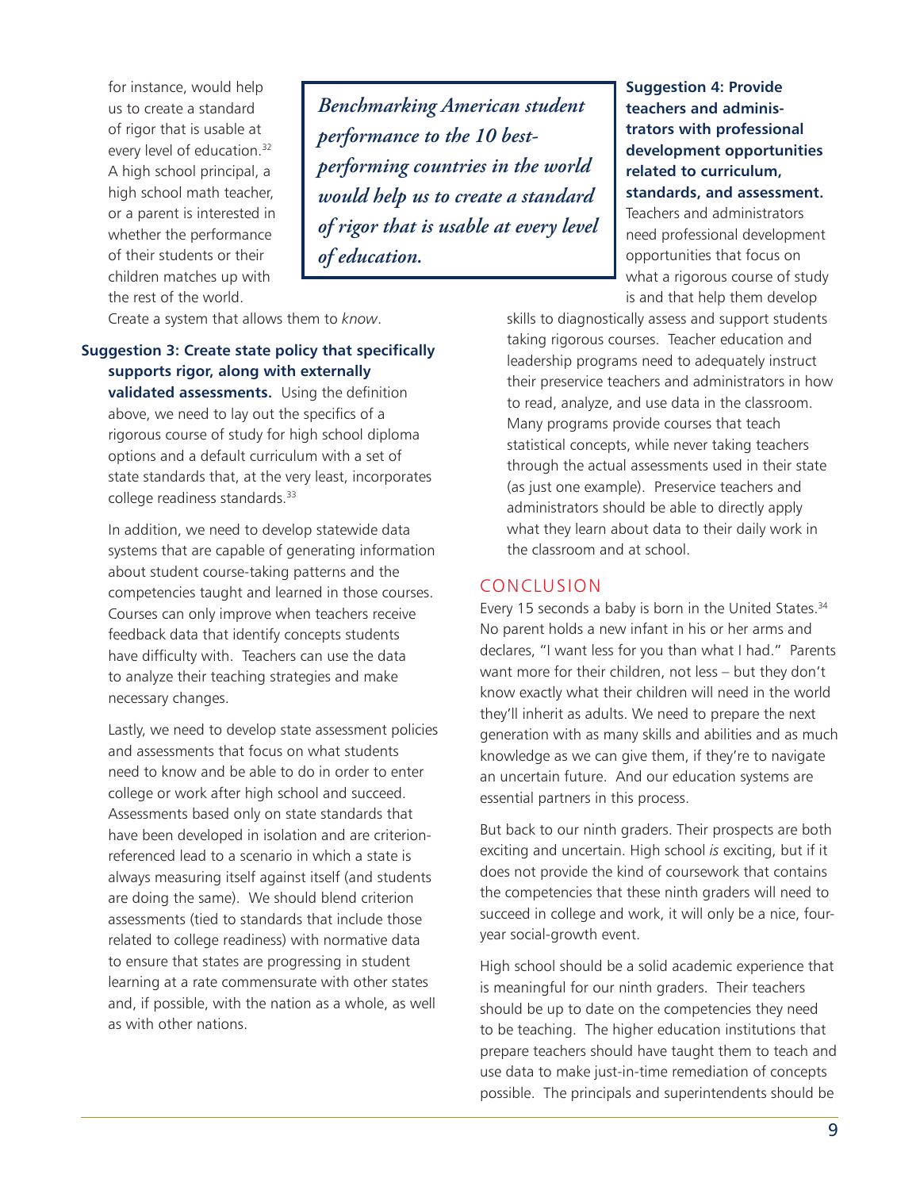for instance, would help us to create a standard of rigor that is usable at every level of education.[32] A high school principal, a high school math teacher, or a parent is interested in whether the performance of their students or their children matches up with the rest of the world. Create a system that allows them to *know*.

> ***Benchmarking American student performance to the 10 best-performing countries in the world would help us to create a standard of rigor that is usable at every level of education.***

**Suggestion 3: Create state policy that specifically supports rigor, along with externally validated assessments.** Using the definition above, we need to lay out the specifics of a rigorous course of study for high school diploma options and a default curriculum with a set of state standards that, at the very least, incorporates college readiness standards.[33]

In addition, we need to develop statewide data systems that are capable of generating information about student course-taking patterns and the competencies taught and learned in those courses. Courses can only improve when teachers receive feedback data that identify concepts students have difficulty with. Teachers can use the data to analyze their teaching strategies and make necessary changes.

Lastly, we need to develop state assessment policies and assessments that focus on what students need to know and be able to do in order to enter college or work after high school and succeed. Assessments based only on state standards that have been developed in isolation and are criterion-referenced lead to a scenario in which a state is always measuring itself against itself (and students are doing the same). We should blend criterion assessments (tied to standards that include those related to college readiness) with normative data to ensure that states are progressing in student learning at a rate commensurate with other states and, if possible, with the nation as a whole, as well as with other nations.

**Suggestion 4: Provide teachers and administrators with professional development opportunities related to curriculum, standards, and assessment.** Teachers and administrators need professional development opportunities that focus on what a rigorous course of study is and that help them develop skills to diagnostically assess and support students taking rigorous courses. Teacher education and leadership programs need to adequately instruct their preservice teachers and administrators in how to read, analyze, and use data in the classroom. Many programs provide courses that teach statistical concepts, while never taking teachers through the actual assessments used in their state (as just one example). Preservice teachers and administrators should be able to directly apply what they learn about data to their daily work in the classroom and at school.

## CONCLUSION

Every 15 seconds a baby is born in the United States.[34] No parent holds a new infant in his or her arms and declares, "I want less for you than what I had." Parents want more for their children, not less – but they don't know exactly what their children will need in the world they'll inherit as adults. We need to prepare the next generation with as many skills and abilities and as much knowledge as we can give them, if they're to navigate an uncertain future. And our education systems are essential partners in this process.

But back to our ninth graders. Their prospects are both exciting and uncertain. High school *is* exciting, but if it does not provide the kind of coursework that contains the competencies that these ninth graders will need to succeed in college and work, it will only be a nice, four-year social-growth event.

High school should be a solid academic experience that is meaningful for our ninth graders. Their teachers should be up to date on the competencies they need to be teaching. The higher education institutions that prepare teachers should have taught them to teach and use data to make just-in-time remediation of concepts possible. The principals and superintendents should be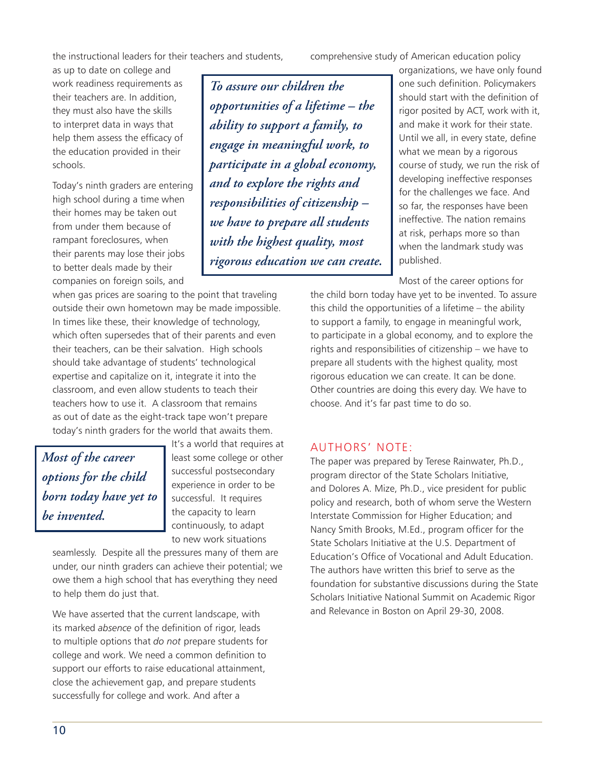the instructional leaders for their teachers and students, as up to date on college and work readiness requirements as their teachers are. In addition, they must also have the skills to interpret data in ways that help them assess the efficacy of the education provided in their schools.

> ***To assure our children the opportunities of a lifetime – the ability to support a family, to engage in meaningful work, to participate in a global economy, and to explore the rights and responsibilities of citizenship – we have to prepare all students with the highest quality, most rigorous education we can create.***

Today's ninth graders are entering high school during a time when their homes may be taken out from under them because of rampant foreclosures, when their parents may lose their jobs to better deals made by their companies on foreign soils, and when gas prices are soaring to the point that traveling outside their own hometown may be made impossible. In times like these, their knowledge of technology, which often supersedes that of their parents and even their teachers, can be their salvation. High schools should take advantage of students' technological expertise and capitalize on it, integrate it into the classroom, and even allow students to teach their teachers how to use it. A classroom that remains as out of date as the eight-track tape won't prepare today's ninth graders for the world that awaits them. It's a world that requires at least some college or other successful postsecondary experience in order to be successful. It requires the capacity to learn continuously, to adapt to new work situations seamlessly. Despite all the pressures many of them are under, our ninth graders can achieve their potential; we owe them a high school that has everything they need to help them do just that.

> ***Most of the career options for the child born today have yet to be invented.***

We have asserted that the current landscape, with its marked *absence* of the definition of rigor, leads to multiple options that *do not* prepare students for college and work. We need a common definition to support our efforts to raise educational attainment, close the achievement gap, and prepare students successfully for college and work. And after a comprehensive study of American education policy organizations, we have only found one such definition. Policymakers should start with the definition of rigor posited by ACT, work with it, and make it work for their state. Until we all, in every state, define what we mean by a rigorous course of study, we run the risk of developing ineffective responses for the challenges we face. And so far, the responses have been ineffective. The nation remains at risk, perhaps more so than when the landmark study was published.

Most of the career options for the child born today have yet to be invented. To assure this child the opportunities of a lifetime – the ability to support a family, to engage in meaningful work, to participate in a global economy, and to explore the rights and responsibilities of citizenship – we have to prepare all students with the highest quality, most rigorous education we can create. It can be done. Other countries are doing this every day. We have to choose. And it's far past time to do so.

## AUTHORS' NOTE:

The paper was prepared by Terese Rainwater, Ph.D., program director of the State Scholars Initiative, and Dolores A. Mize, Ph.D., vice president for public policy and research, both of whom serve the Western Interstate Commission for Higher Education; and Nancy Smith Brooks, M.Ed., program officer for the State Scholars Initiative at the U.S. Department of Education's Office of Vocational and Adult Education. The authors have written this brief to serve as the foundation for substantive discussions during the State Scholars Initiative National Summit on Academic Rigor and Relevance in Boston on April 29-30, 2008.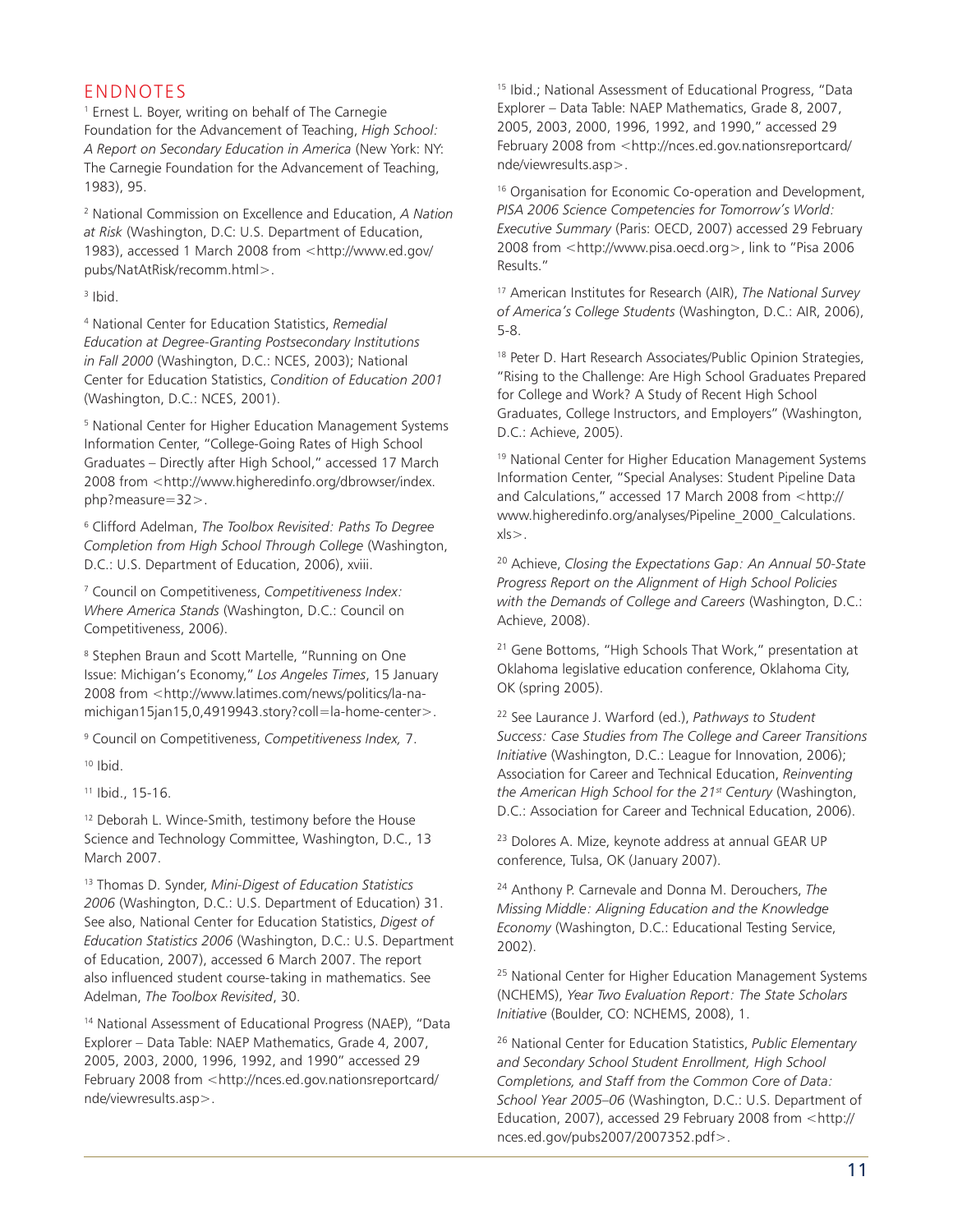## ENDNOTES

[1] Ernest L. Boyer, writing on behalf of The Carnegie Foundation for the Advancement of Teaching, *High School: A Report on Secondary Education in America* (New York: NY: The Carnegie Foundation for the Advancement of Teaching, 1983), 95.

[2] National Commission on Excellence and Education, *A Nation at Risk* (Washington, D.C: U.S. Department of Education, 1983), accessed 1 March 2008 from <http://www.ed.gov/pubs/NatAtRisk/recomm.html>.

[3] Ibid.

[4] National Center for Education Statistics, *Remedial Education at Degree-Granting Postsecondary Institutions in Fall 2000* (Washington, D.C.: NCES, 2003); National Center for Education Statistics, *Condition of Education 2001* (Washington, D.C.: NCES, 2001).

[5] National Center for Higher Education Management Systems Information Center, "College-Going Rates of High School Graduates – Directly after High School," accessed 17 March 2008 from <http://www.higheredinfo.org/dbrowser/index.php?measure=32>.

[6] Clifford Adelman, *The Toolbox Revisited: Paths To Degree Completion from High School Through College* (Washington, D.C.: U.S. Department of Education, 2006), xviii.

[7] Council on Competitiveness, *Competitiveness Index: Where America Stands* (Washington, D.C.: Council on Competitiveness, 2006).

[8] Stephen Braun and Scott Martelle, "Running on One Issue: Michigan's Economy," *Los Angeles Times*, 15 January 2008 from <http://www.latimes.com/news/politics/la-na-michigan15jan15,0,4919943.story?coll=la-home-center>.

[9] Council on Competitiveness, *Competitiveness Index,* 7.

[10] Ibid.

[11] Ibid., 15-16.

[12] Deborah L. Wince-Smith, testimony before the House Science and Technology Committee, Washington, D.C., 13 March 2007.

[13] Thomas D. Synder, *Mini-Digest of Education Statistics 2006* (Washington, D.C.: U.S. Department of Education) 31. See also, National Center for Education Statistics, *Digest of Education Statistics 2006* (Washington, D.C.: U.S. Department of Education, 2007), accessed 6 March 2007. The report also influenced student course-taking in mathematics. See Adelman, *The Toolbox Revisited*, 30.

[14] National Assessment of Educational Progress (NAEP), "Data Explorer – Data Table: NAEP Mathematics, Grade 4, 2007, 2005, 2003, 2000, 1996, 1992, and 1990" accessed 29 February 2008 from <http://nces.ed.gov.nationsreportcard/nde/viewresults.asp>.

[15] Ibid.; National Assessment of Educational Progress, "Data Explorer – Data Table: NAEP Mathematics, Grade 8, 2007, 2005, 2003, 2000, 1996, 1992, and 1990," accessed 29 February 2008 from <http://nces.ed.gov.nationsreportcard/nde/viewresults.asp>.

[16] Organisation for Economic Co-operation and Development, *PISA 2006 Science Competencies for Tomorrow's World: Executive Summary* (Paris: OECD, 2007) accessed 29 February 2008 from <http://www.pisa.oecd.org>, link to "Pisa 2006 Results."

[17] American Institutes for Research (AIR), *The National Survey of America's College Students* (Washington, D.C.: AIR, 2006), 5-8.

[18] Peter D. Hart Research Associates/Public Opinion Strategies, "Rising to the Challenge: Are High School Graduates Prepared for College and Work? A Study of Recent High School Graduates, College Instructors, and Employers" (Washington, D.C.: Achieve, 2005).

[19] National Center for Higher Education Management Systems Information Center, "Special Analyses: Student Pipeline Data and Calculations," accessed 17 March 2008 from <http://www.higheredinfo.org/analyses/Pipeline_2000_Calculations.xls>.

[20] Achieve, *Closing the Expectations Gap: An Annual 50-State Progress Report on the Alignment of High School Policies with the Demands of College and Careers* (Washington, D.C.: Achieve, 2008).

[21] Gene Bottoms, "High Schools That Work," presentation at Oklahoma legislative education conference, Oklahoma City, OK (spring 2005).

[22] See Laurance J. Warford (ed.), *Pathways to Student Success: Case Studies from The College and Career Transitions Initiative* (Washington, D.C.: League for Innovation, 2006); Association for Career and Technical Education, *Reinventing the American High School for the 21st Century* (Washington, D.C.: Association for Career and Technical Education, 2006).

[23] Dolores A. Mize, keynote address at annual GEAR UP conference, Tulsa, OK (January 2007).

[24] Anthony P. Carnevale and Donna M. Derouchers, *The Missing Middle: Aligning Education and the Knowledge Economy* (Washington, D.C.: Educational Testing Service, 2002).

[25] National Center for Higher Education Management Systems (NCHEMS), *Year Two Evaluation Report: The State Scholars Initiative* (Boulder, CO: NCHEMS, 2008), 1.

[26] National Center for Education Statistics, *Public Elementary and Secondary School Student Enrollment, High School Completions, and Staff from the Common Core of Data: School Year 2005–06* (Washington, D.C.: U.S. Department of Education, 2007), accessed 29 February 2008 from <http://nces.ed.gov/pubs2007/2007352.pdf>.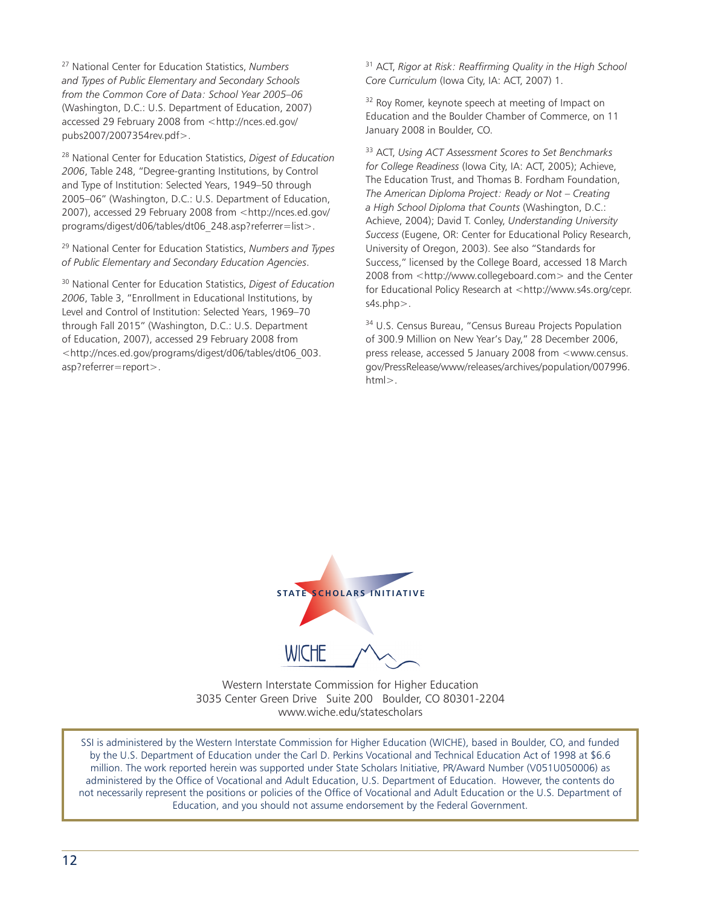[27] National Center for Education Statistics, *Numbers and Types of Public Elementary and Secondary Schools from the Common Core of Data: School Year 2005–06* (Washington, D.C.: U.S. Department of Education, 2007) accessed 29 February 2008 from <http://nces.ed.gov/pubs2007/2007354rev.pdf>.

[28] National Center for Education Statistics, *Digest of Education 2006*, Table 248, "Degree-granting Institutions, by Control and Type of Institution: Selected Years, 1949–50 through 2005–06" (Washington, D.C.: U.S. Department of Education, 2007), accessed 29 February 2008 from <http://nces.ed.gov/programs/digest/d06/tables/dt06_248.asp?referrer=list>.

[29] National Center for Education Statistics, *Numbers and Types of Public Elementary and Secondary Education Agencies*.

[30] National Center for Education Statistics, *Digest of Education 2006*, Table 3, "Enrollment in Educational Institutions, by Level and Control of Institution: Selected Years, 1969–70 through Fall 2015" (Washington, D.C.: U.S. Department of Education, 2007), accessed 29 February 2008 from <http://nces.ed.gov/programs/digest/d06/tables/dt06_003.asp?referrer=report>.

[31] ACT, *Rigor at Risk: Reaffirming Quality in the High School Core Curriculum* (Iowa City, IA: ACT, 2007) 1.

[32] Roy Romer, keynote speech at meeting of Impact on Education and the Boulder Chamber of Commerce, on 11 January 2008 in Boulder, CO.

[33] ACT, *Using ACT Assessment Scores to Set Benchmarks for College Readiness* (Iowa City, IA: ACT, 2005); Achieve, The Education Trust, and Thomas B. Fordham Foundation, *The American Diploma Project: Ready or Not – Creating a High School Diploma that Counts* (Washington, D.C.: Achieve, 2004); David T. Conley, *Understanding University Success* (Eugene, OR: Center for Educational Policy Research, University of Oregon, 2003). See also "Standards for Success," licensed by the College Board, accessed 18 March 2008 from <http://www.collegeboard.com> and the Center for Educational Policy Research at <http://www.s4s.org/cepr.s4s.php>.

[34] U.S. Census Bureau, "Census Bureau Projects Population of 300.9 Million on New Year's Day," 28 December 2006, press release, accessed 5 January 2008 from <www.census.gov/PressRelease/www/releases/archives/population/007996.html>.

STATE SCHOLARS INITIATIVE

WICHE

Western Interstate Commission for Higher Education
3035 Center Green Drive Suite 200 Boulder, CO 80301-2204
www.wiche.edu/statescholars

SSI is administered by the Western Interstate Commission for Higher Education (WICHE), based in Boulder, CO, and funded by the U.S. Department of Education under the Carl D. Perkins Vocational and Technical Education Act of 1998 at $6.6 million. The work reported herein was supported under State Scholars Initiative, PR/Award Number (V051U050006) as administered by the Office of Vocational and Adult Education, U.S. Department of Education. However, the contents do not necessarily represent the positions or policies of the Office of Vocational and Adult Education or the U.S. Department of Education, and you should not assume endorsement by the Federal Government.